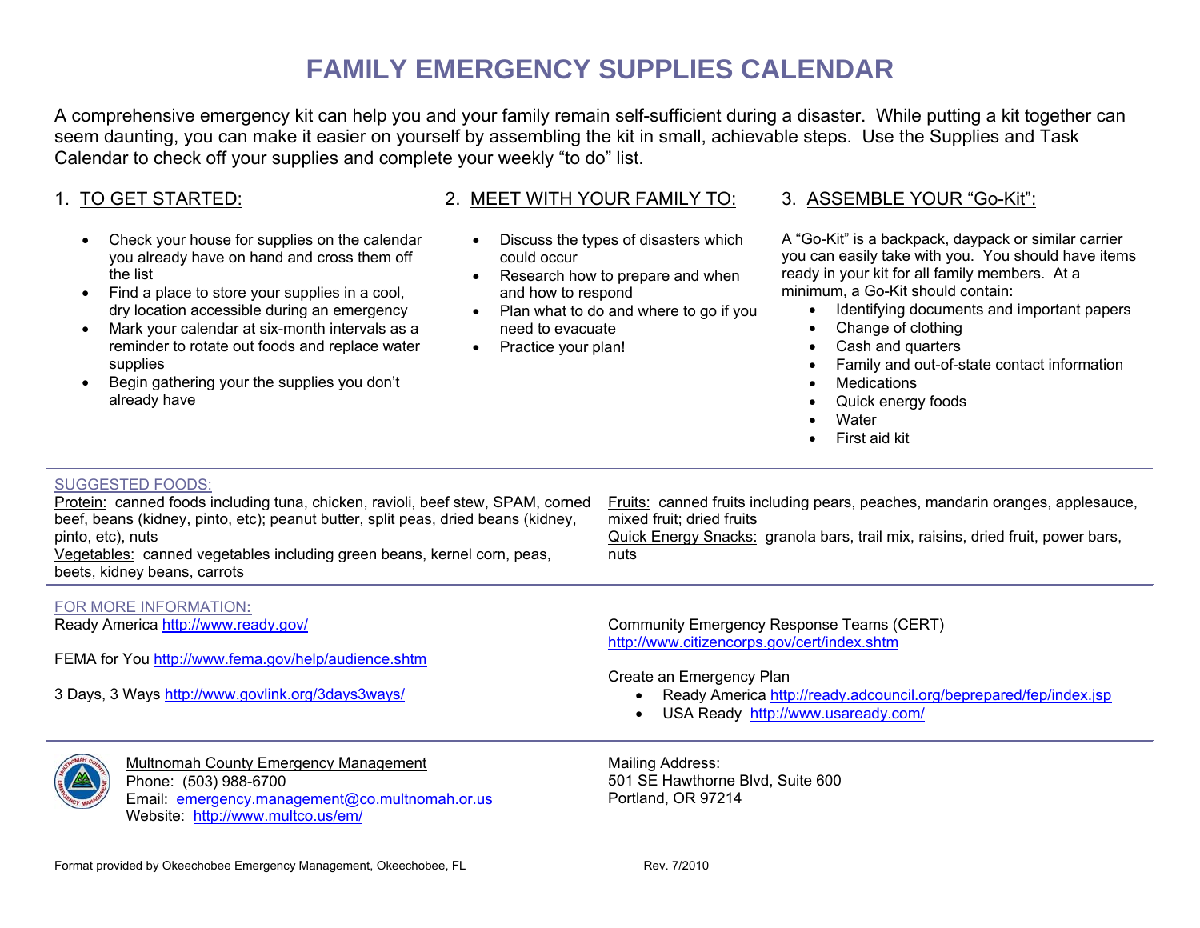# FAMILY EMERGENCY SUPPLIES CALENDAR

A comprehensive emergency kit can help you and your family remain self-sufficient during a disaster. While putting a kit together can seem daunting, you can make it easier on yourself by assembling the kit in small, achievable steps. Use the Supplies and Task Calendar to check off your supplies and complete your weekly "to do" list.

## 1. TO GET STARTED:

- Check your house for supplies on the calendar you already have on hand and cross them off the list
- Find a place to store your supplies in a cool, dry location accessible during an emergency
- Mark your calendar at six-month intervals as a reminder to rotate out foods and replace water supplies
- Begin gathering your the supplies you don't already have

## 2. MEET WITH YOUR FAMILY TO:

- Discuss the types of disasters which could occur
- Research how to prepare and when and how to respond
- Plan what to do and where to go if you need to evacuate
- Practice your plan!

## 3. ASSEMBLE YOUR "Go-Kit":

A "Go-Kit" is a backpack, daypack or similar carrier you can easily take with you. You should have items ready in your kit for all family members. At a minimum, a Go-Kit should contain:

- Identifying documents and important papers
- Change of clothing
- Cash and quarters
- Family and out-of-state contact information
- Medications
- Quick energy foods
- Water
- First aid kit

## SUGGESTED FOODS:

Protein: canned foods including tuna, chicken, ravioli, beef stew, SPAM, corned beef, beans (kidney, pinto, etc); peanut butter, split peas, dried beans (kidney, pinto, etc), nuts

Vegetables: canned vegetables including green beans, kernel corn, peas, beets, kidney beans, carrots

Fruits: canned fruits including pears, peaches, mandarin oranges, applesauce, mixed fruit; dried fruits

Quick Energy Snacks: granola bars, trail mix, raisins, dried fruit, power bars, nuts

## FOR MORE INFORMATION:

Ready America http://www.ready.gov/

FEMA for You http://www.fema.gov/help/audience.shtm

3 Days, 3 Ways http://www.govlink.org/3days3ways/

Community Emergency Response Teams (CERT)
http://www.citizencorps.gov/cert/index.shtm

Create an Emergency Plan

- Ready America http://ready.adcouncil.org/beprepared/fep/index.jsp
- USA Ready http://www.usaready.com/

Multnomah County Emergency Management
Phone: (503) 988-6700
Email: emergency.management@co.multnomah.or.us
Website: http://www.multco.us/em/

Mailing Address:
501 SE Hawthorne Blvd, Suite 600
Portland, OR 97214

Format provided by Okeechobee Emergency Management, Okeechobee, FL

Rev. 7/2010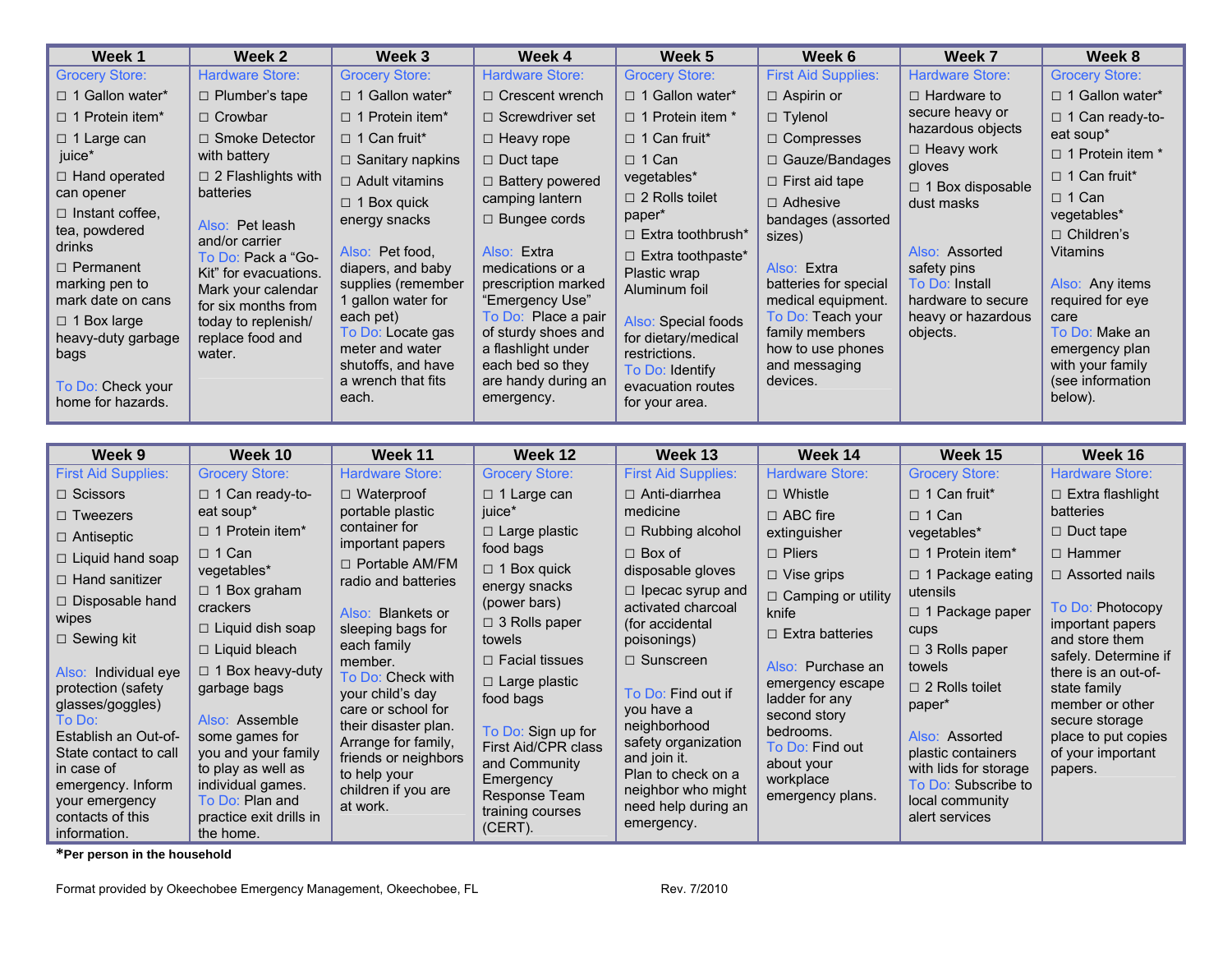| Week 1 | Week 2 | Week 3 | Week 4 | Week 5 | Week 6 | Week 7 | Week 8 |
|---|---|---|---|---|---|---|---|
| Grocery Store:<br>☐ 1 Gallon water*<br>☐ 1 Protein item*<br>☐ 1 Large can juice*<br>☐ Hand operated can opener<br>☐ Instant coffee, tea, powdered drinks<br>☐ Permanent marking pen to mark date on cans<br>☐ 1 Box large heavy-duty garbage bags<br><br>To Do: Check your home for hazards. | Hardware Store:<br>☐ Plumber's tape<br>☐ Crowbar<br>☐ Smoke Detector with battery<br>☐ 2 Flashlights with batteries<br><br>Also: Pet leash and/or carrier<br>To Do: Pack a "Go-Kit" for evacuations. Mark your calendar for six months from today to replenish/ replace food and water. | Grocery Store:<br>☐ 1 Gallon water*<br>☐ 1 Protein item*<br>☐ 1 Can fruit*<br>☐ Sanitary napkins<br>☐ Adult vitamins<br>☐ 1 Box quick energy snacks<br><br>Also: Pet food, diapers, and baby supplies (remember 1 gallon water for each pet)<br>To Do: Locate gas meter and water shutoffs, and have a wrench that fits each. | Hardware Store:<br>☐ Crescent wrench<br>☐ Screwdriver set<br>☐ Heavy rope<br>☐ Duct tape<br>☐ Battery powered camping lantern<br>☐ Bungee cords<br><br>Also: Extra medications or a prescription marked "Emergency Use"<br>To Do: Place a pair of sturdy shoes and a flashlight under each bed so they are handy during an emergency. | Grocery Store:<br>☐ 1 Gallon water*<br>☐ 1 Protein item *<br>☐ 1 Can fruit*<br>☐ 1 Can vegetables*<br>☐ 2 Rolls toilet paper*<br>☐ Extra toothbrush*<br>☐ Extra toothpaste* Plastic wrap Aluminum foil<br><br>Also: Special foods for dietary/medical restrictions.<br>To Do: Identify evacuation routes for your area. | First Aid Supplies:<br>☐ Aspirin or<br>☐ Tylenol<br>☐ Compresses<br>☐ Gauze/Bandages<br>☐ First aid tape<br>☐ Adhesive bandages (assorted sizes)<br><br>Also: Extra batteries for special medical equipment.<br>To Do: Teach your family members how to use phones and messaging devices. | Hardware Store:<br>☐ Hardware to secure heavy or hazardous objects<br>☐ Heavy work gloves<br>☐ 1 Box disposable dust masks<br><br>Also: Assorted safety pins<br>To Do: Install hardware to secure heavy or hazardous objects. | Grocery Store:<br>☐ 1 Gallon water*<br>☐ 1 Can ready-to-eat soup*<br>☐ 1 Protein item *<br>☐ 1 Can fruit*<br>☐ 1 Can vegetables*<br>☐ Children's Vitamins<br><br>Also: Any items required for eye care<br>To Do: Make an emergency plan with your family (see information below). |

| Week 9 | Week 10 | Week 11 | Week 12 | Week 13 | Week 14 | Week 15 | Week 16 |
|---|---|---|---|---|---|---|---|
| First Aid Supplies:<br>☐ Scissors<br>☐ Tweezers<br>☐ Antiseptic<br>☐ Liquid hand soap<br>☐ Hand sanitizer<br>☐ Disposable hand wipes<br>☐ Sewing kit<br><br>Also: Individual eye protection (safety glasses/goggles)<br>To Do: Establish an Out-of-State contact to call in case of emergency. Inform your emergency contacts of this information. | Grocery Store:<br>☐ 1 Can ready-to-eat soup*<br>☐ 1 Protein item*<br>☐ 1 Can vegetables*<br>☐ 1 Box graham crackers<br>☐ Liquid dish soap<br>☐ Liquid bleach<br>☐ 1 Box heavy-duty garbage bags<br><br>Also: Assemble some games for you and your family to play as well as individual games.<br>To Do: Plan and practice exit drills in the home. | Hardware Store:<br>☐ Waterproof portable plastic container for important papers<br>☐ Portable AM/FM radio and batteries<br><br>Also: Blankets or sleeping bags for each family member.<br>To Do: Check with your child's day care or school for their disaster plan. Arrange for family, friends or neighbors to help your children if you are at work. | Grocery Store:<br>☐ 1 Large can juice*<br>☐ Large plastic food bags<br>☐ 1 Box quick energy snacks (power bars)<br>☐ 3 Rolls paper towels<br>☐ Facial tissues<br>☐ Large plastic food bags<br><br>To Do: Sign up for First Aid/CPR class and Community Emergency Response Team training courses (CERT). | First Aid Supplies:<br>☐ Anti-diarrhea medicine<br>☐ Rubbing alcohol<br>☐ Box of disposable gloves<br>☐ Ipecac syrup and activated charcoal (for accidental poisonings)<br>☐ Sunscreen<br><br>To Do: Find out if you have a neighborhood safety organization and join it. Plan to check on a neighbor who might need help during an emergency. | Hardware Store:<br>☐ Whistle<br>☐ ABC fire extinguisher<br>☐ Pliers<br>☐ Vise grips<br>☐ Camping or utility knife<br>☐ Extra batteries<br><br>Also: Purchase an emergency escape ladder for any second story bedrooms.<br>To Do: Find out about your workplace emergency plans. | Grocery Store:<br>☐ 1 Can fruit*<br>☐ 1 Can vegetables*<br>☐ 1 Protein item*<br>☐ 1 Package eating utensils<br>☐ 1 Package paper cups<br>☐ 3 Rolls paper towels<br>☐ 2 Rolls toilet paper*<br><br>Also: Assorted plastic containers with lids for storage<br>To Do: Subscribe to local community alert services | Hardware Store:<br>☐ Extra flashlight batteries<br>☐ Duct tape<br>☐ Hammer<br>☐ Assorted nails<br><br>To Do: Photocopy important papers and store them safely. Determine if there is an out-of-state family member or other secure storage place to put copies of your important papers. |

***Per person in the household**

Format provided by Okeechobee Emergency Management, Okeechobee, FL Rev. 7/2010